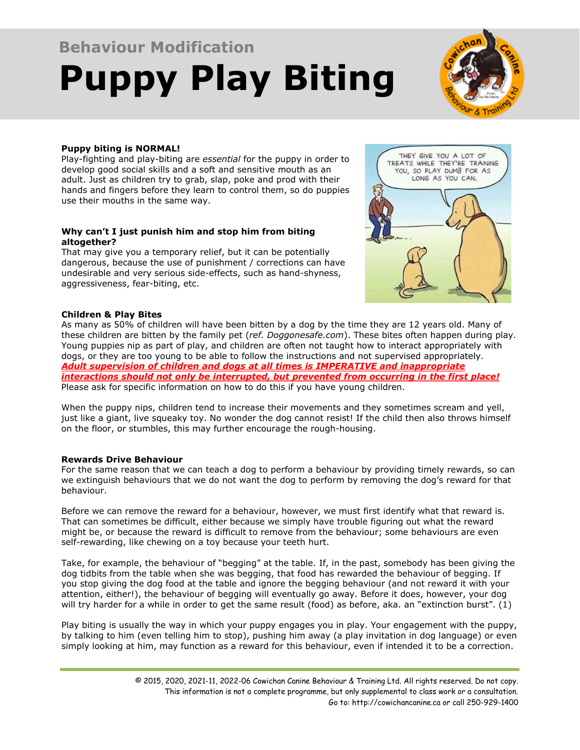## Behaviour Modification

# Puppy Play Biting

**Puppy biting is NORMAL!**
Play-fighting and play-biting are *essential* for the puppy in order to develop good social skills and a soft and sensitive mouth as an adult. Just as children try to grab, slap, poke and prod with their hands and fingers before they learn to control them, so do puppies use their mouths in the same way.

**Why can't I just punish him and stop him from biting altogether?**
That may give you a temporary relief, but it can be potentially dangerous, because the use of punishment / corrections can have undesirable and very serious side-effects, such as hand-shyness, aggressiveness, fear-biting, etc.

**Children & Play Bites**
As many as 50% of children will have been bitten by a dog by the time they are 12 years old. Many of these children are bitten by the family pet (*ref. Doggonesafe.com*). These bites often happen during play. Young puppies nip as part of play, and children are often not taught how to interact appropriately with dogs, or they are too young to be able to follow the instructions and not supervised appropriately. ***Adult supervision of children and dogs at all times is IMPERATIVE and inappropriate interactions should not only be interrupted, but prevented from occurring in the first place!*** Please ask for specific information on how to do this if you have young children.

When the puppy nips, children tend to increase their movements and they sometimes scream and yell, just like a giant, live squeaky toy. No wonder the dog cannot resist! If the child then also throws himself on the floor, or stumbles, this may further encourage the rough-housing.

**Rewards Drive Behaviour**
For the same reason that we can teach a dog to perform a behaviour by providing timely rewards, so can we extinguish behaviours that we do not want the dog to perform by removing the dog's reward for that behaviour.

Before we can remove the reward for a behaviour, however, we must first identify what that reward is. That can sometimes be difficult, either because we simply have trouble figuring out what the reward might be, or because the reward is difficult to remove from the behaviour; some behaviours are even self-rewarding, like chewing on a toy because your teeth hurt.

Take, for example, the behaviour of "begging" at the table. If, in the past, somebody has been giving the dog tidbits from the table when she was begging, that food has rewarded the behaviour of begging. If you stop giving the dog food at the table and ignore the begging behaviour (and not reward it with your attention, either!), the behaviour of begging will eventually go away. Before it does, however, your dog will try harder for a while in order to get the same result (food) as before, aka. an "extinction burst". (1)

Play biting is usually the way in which your puppy engages you in play. Your engagement with the puppy, by talking to him (even telling him to stop), pushing him away (a play invitation in dog language) or even simply looking at him, may function as a reward for this behaviour, even if intended it to be a correction.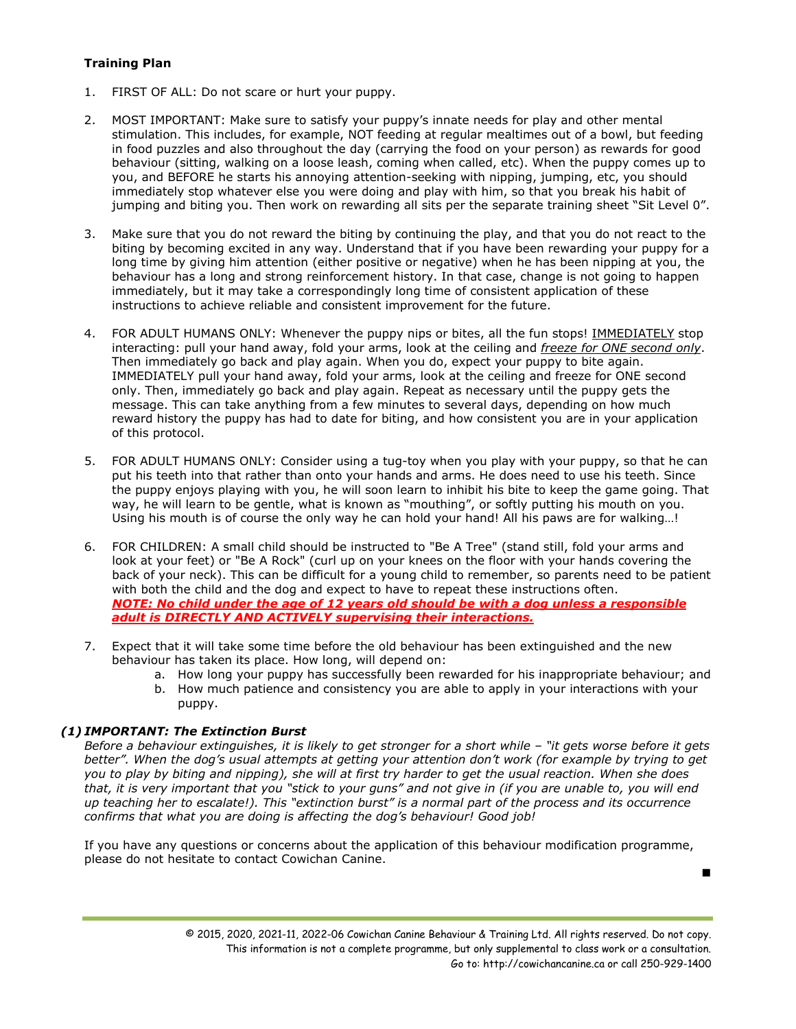**Training Plan**

1. FIRST OF ALL: Do not scare or hurt your puppy.

2. MOST IMPORTANT: Make sure to satisfy your puppy's innate needs for play and other mental stimulation. This includes, for example, NOT feeding at regular mealtimes out of a bowl, but feeding in food puzzles and also throughout the day (carrying the food on your person) as rewards for good behaviour (sitting, walking on a loose leash, coming when called, etc). When the puppy comes up to you, and BEFORE he starts his annoying attention-seeking with nipping, jumping, etc, you should immediately stop whatever else you were doing and play with him, so that you break his habit of jumping and biting you. Then work on rewarding all sits per the separate training sheet "Sit Level 0".

3. Make sure that you do not reward the biting by continuing the play, and that you do not react to the biting by becoming excited in any way. Understand that if you have been rewarding your puppy for a long time by giving him attention (either positive or negative) when he has been nipping at you, the behaviour has a long and strong reinforcement history. In that case, change is not going to happen immediately, but it may take a correspondingly long time of consistent application of these instructions to achieve reliable and consistent improvement for the future.

4. FOR ADULT HUMANS ONLY: Whenever the puppy nips or bites, all the fun stops! <u>IMMEDIATELY</u> stop interacting: pull your hand away, fold your arms, look at the ceiling and *<u>freeze for ONE second only</u>*. Then immediately go back and play again. When you do, expect your puppy to bite again. IMMEDIATELY pull your hand away, fold your arms, look at the ceiling and freeze for ONE second only. Then, immediately go back and play again. Repeat as necessary until the puppy gets the message. This can take anything from a few minutes to several days, depending on how much reward history the puppy has had to date for biting, and how consistent you are in your application of this protocol.

5. FOR ADULT HUMANS ONLY: Consider using a tug-toy when you play with your puppy, so that he can put his teeth into that rather than onto your hands and arms. He does need to use his teeth. Since the puppy enjoys playing with you, he will soon learn to inhibit his bite to keep the game going. That way, he will learn to be gentle, what is known as "mouthing", or softly putting his mouth on you. Using his mouth is of course the only way he can hold your hand! All his paws are for walking…!

6. FOR CHILDREN: A small child should be instructed to "Be A Tree" (stand still, fold your arms and look at your feet) or "Be A Rock" (curl up on your knees on the floor with your hands covering the back of your neck). This can be difficult for a young child to remember, so parents need to be patient with both the child and the dog and expect to have to repeat these instructions often.
   ***<u>NOTE: No child under the age of 12 years old should be with a dog unless a responsible adult is DIRECTLY AND ACTIVELY supervising their interactions.</u>***

7. Expect that it will take some time before the old behaviour has been extinguished and the new behaviour has taken its place. How long, will depend on:
   a. How long your puppy has successfully been rewarded for his inappropriate behaviour; and
   b. How much patience and consistency you are able to apply in your interactions with your puppy.

***(1) IMPORTANT: The Extinction Burst***

*Before a behaviour extinguishes, it is likely to get stronger for a short while – "it gets worse before it gets better". When the dog's usual attempts at getting your attention don't work (for example by trying to get you to play by biting and nipping), she will at first try harder to get the usual reaction. When she does that, it is very important that you "stick to your guns" and not give in (if you are unable to, you will end up teaching her to escalate!). This "extinction burst" is a normal part of the process and its occurrence confirms that what you are doing is affecting the dog's behaviour! Good job!*

If you have any questions or concerns about the application of this behaviour modification programme, please do not hesitate to contact Cowichan Canine.

■

© 2015, 2020, 2021-11, 2022-06 Cowichan Canine Behaviour & Training Ltd. All rights reserved. Do not copy.
This information is not a complete programme, but only supplemental to class work or a consultation.
Go to: http://cowichancanine.ca or call 250-929-1400